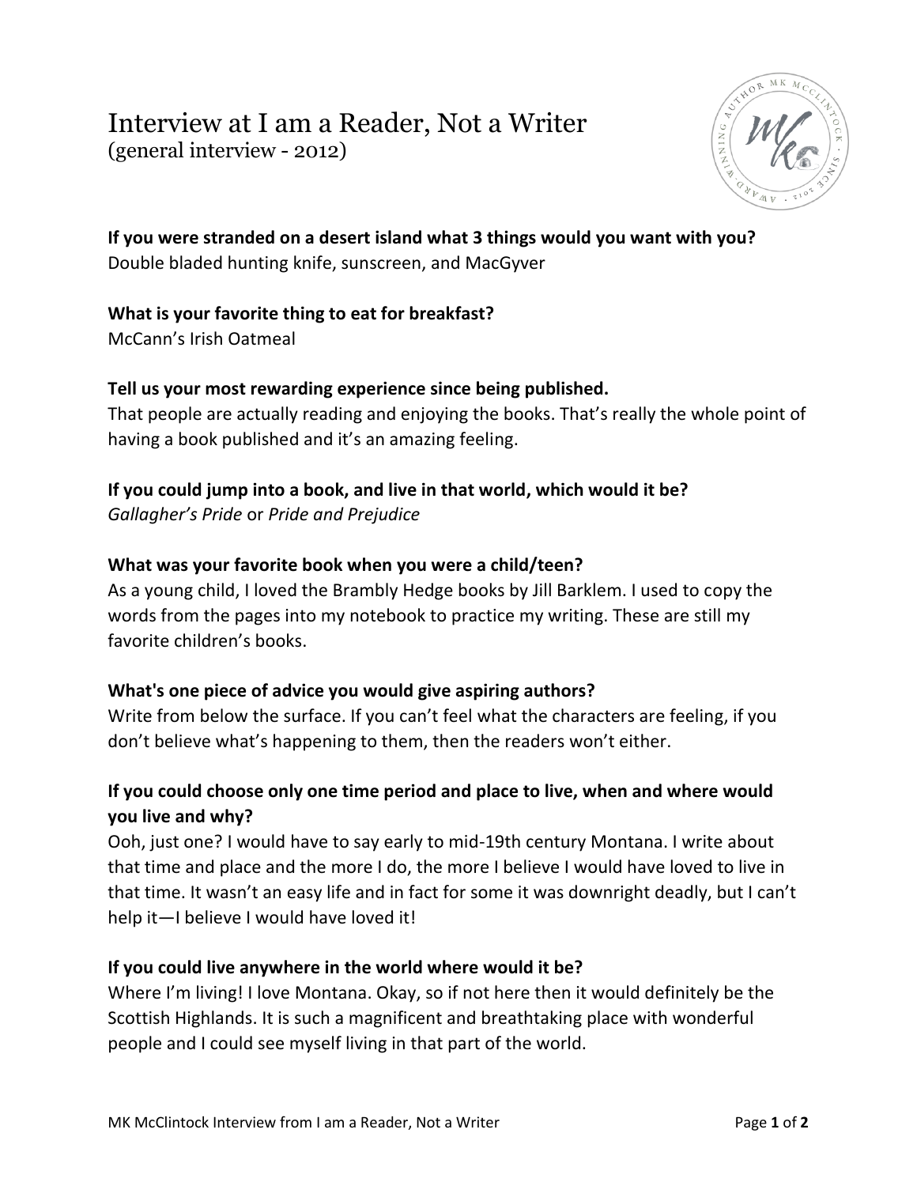# Interview at I am a Reader, Not a Writer
(general interview - 2012)

**If you were stranded on a desert island what 3 things would you want with you?**
Double bladed hunting knife, sunscreen, and MacGyver

**What is your favorite thing to eat for breakfast?**
McCann's Irish Oatmeal

**Tell us your most rewarding experience since being published.**
That people are actually reading and enjoying the books. That's really the whole point of having a book published and it's an amazing feeling.

**If you could jump into a book, and live in that world, which would it be?**
*Gallagher's Pride* or *Pride and Prejudice*

**What was your favorite book when you were a child/teen?**
As a young child, I loved the Brambly Hedge books by Jill Barklem. I used to copy the words from the pages into my notebook to practice my writing. These are still my favorite children's books.

**What's one piece of advice you would give aspiring authors?**
Write from below the surface. If you can't feel what the characters are feeling, if you don't believe what's happening to them, then the readers won't either.

**If you could choose only one time period and place to live, when and where would you live and why?**
Ooh, just one? I would have to say early to mid-19th century Montana. I write about that time and place and the more I do, the more I believe I would have loved to live in that time. It wasn't an easy life and in fact for some it was downright deadly, but I can't help it—I believe I would have loved it!

**If you could live anywhere in the world where would it be?**
Where I'm living! I love Montana. Okay, so if not here then it would definitely be the Scottish Highlands. It is such a magnificent and breathtaking place with wonderful people and I could see myself living in that part of the world.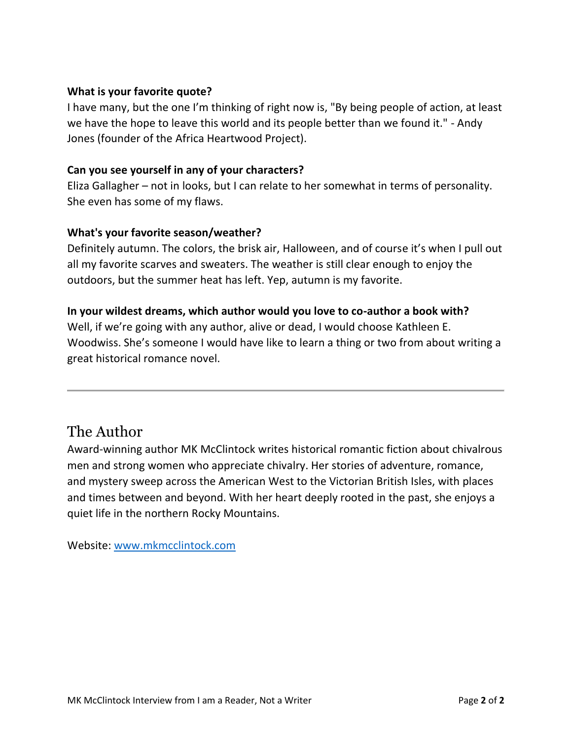**What is your favorite quote?**

I have many, but the one I'm thinking of right now is, "By being people of action, at least we have the hope to leave this world and its people better than we found it." - Andy Jones (founder of the Africa Heartwood Project).

**Can you see yourself in any of your characters?**

Eliza Gallagher – not in looks, but I can relate to her somewhat in terms of personality. She even has some of my flaws.

**What's your favorite season/weather?**

Definitely autumn. The colors, the brisk air, Halloween, and of course it's when I pull out all my favorite scarves and sweaters. The weather is still clear enough to enjoy the outdoors, but the summer heat has left. Yep, autumn is my favorite.

**In your wildest dreams, which author would you love to co-author a book with?**

Well, if we're going with any author, alive or dead, I would choose Kathleen E. Woodwiss. She's someone I would have like to learn a thing or two from about writing a great historical romance novel.

---

## The Author

Award-winning author MK McClintock writes historical romantic fiction about chivalrous men and strong women who appreciate chivalry. Her stories of adventure, romance, and mystery sweep across the American West to the Victorian British Isles, with places and times between and beyond. With her heart deeply rooted in the past, she enjoys a quiet life in the northern Rocky Mountains.

Website: [www.mkmcclintock.com](http://www.mkmcclintock.com)